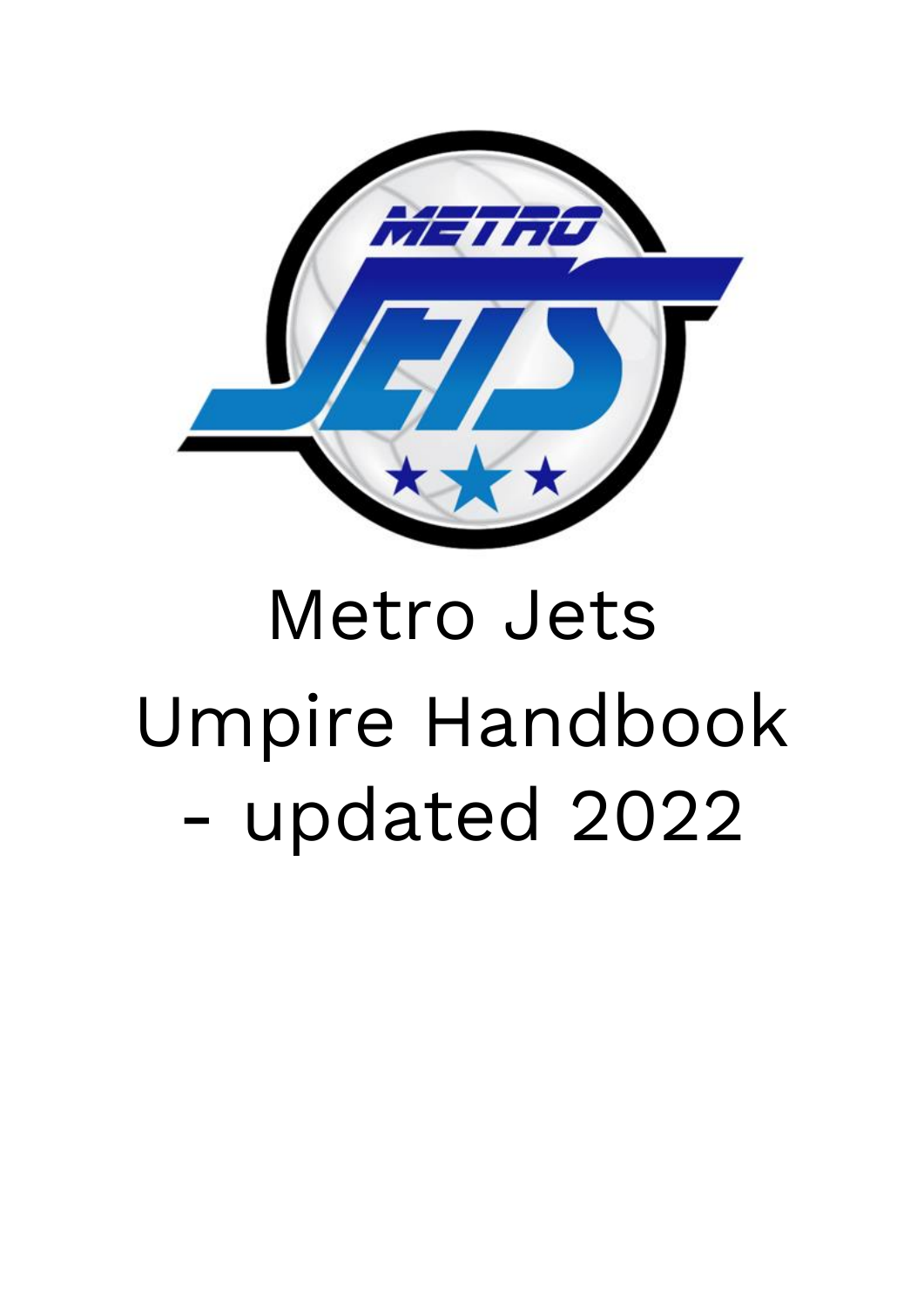# Metro Jets Umpire Handbook - updated 2022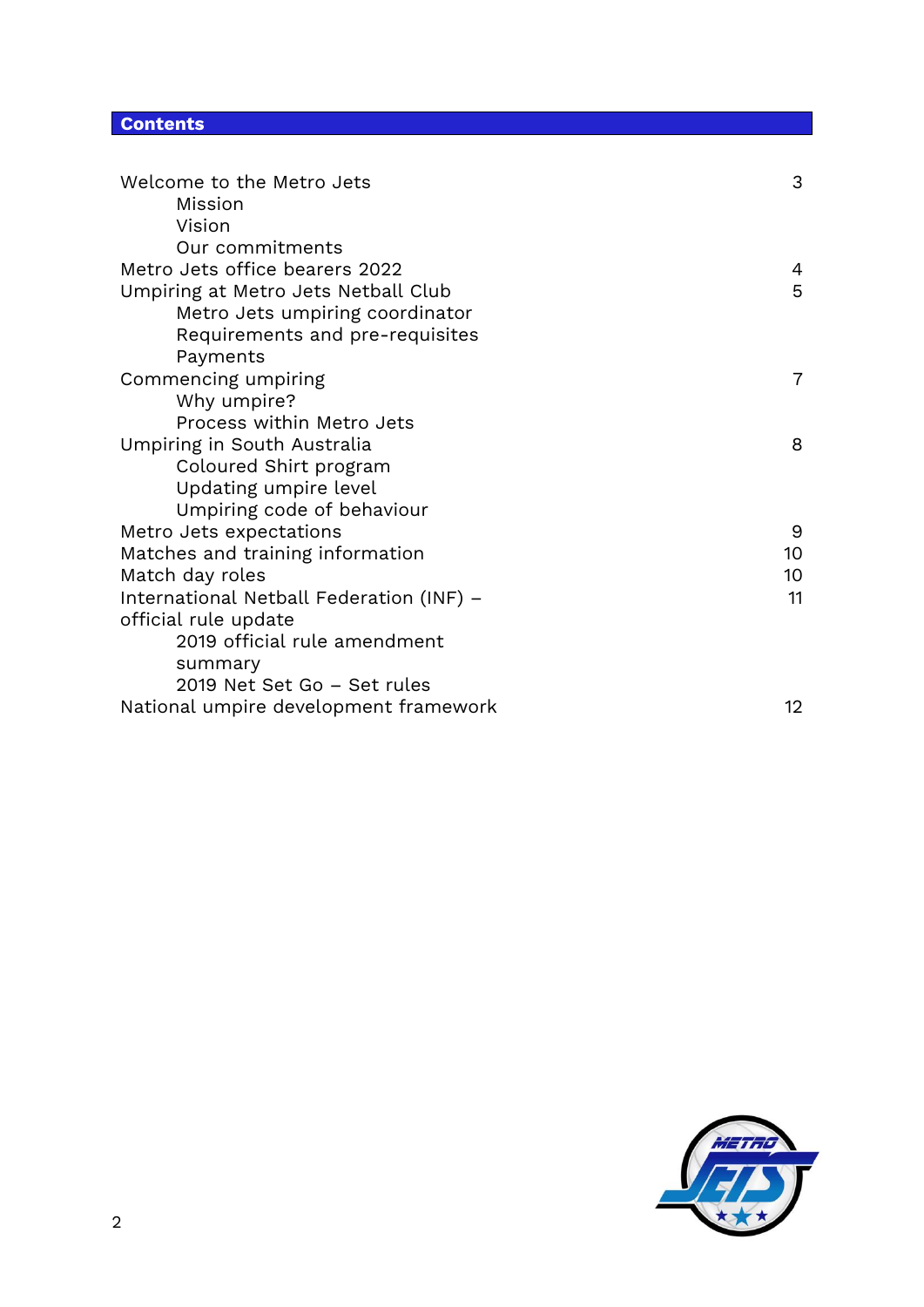## Contents

| | |
|---|---|
| Welcome to the Metro Jets | 3 |
| &nbsp;&nbsp;&nbsp;&nbsp;Mission | |
| &nbsp;&nbsp;&nbsp;&nbsp;Vision | |
| &nbsp;&nbsp;&nbsp;&nbsp;Our commitments | |
| Metro Jets office bearers 2022 | 4 |
| Umpiring at Metro Jets Netball Club | 5 |
| &nbsp;&nbsp;&nbsp;&nbsp;Metro Jets umpiring coordinator | |
| &nbsp;&nbsp;&nbsp;&nbsp;Requirements and pre-requisites | |
| &nbsp;&nbsp;&nbsp;&nbsp;Payments | |
| Commencing umpiring | 7 |
| &nbsp;&nbsp;&nbsp;&nbsp;Why umpire? | |
| &nbsp;&nbsp;&nbsp;&nbsp;Process within Metro Jets | |
| Umpiring in South Australia | 8 |
| &nbsp;&nbsp;&nbsp;&nbsp;Coloured Shirt program | |
| &nbsp;&nbsp;&nbsp;&nbsp;Updating umpire level | |
| &nbsp;&nbsp;&nbsp;&nbsp;Umpiring code of behaviour | |
| Metro Jets expectations | 9 |
| Matches and training information | 10 |
| Match day roles | 10 |
| International Netball Federation (INF) – official rule update | 11 |
| &nbsp;&nbsp;&nbsp;&nbsp;2019 official rule amendment summary | |
| &nbsp;&nbsp;&nbsp;&nbsp;2019 Net Set Go – Set rules | |
| National umpire development framework | 12 |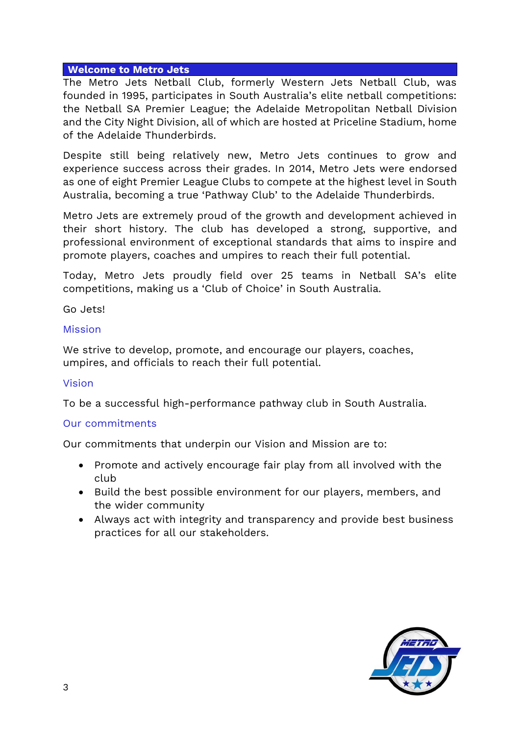## Welcome to Metro Jets

The Metro Jets Netball Club, formerly Western Jets Netball Club, was founded in 1995, participates in South Australia's elite netball competitions: the Netball SA Premier League; the Adelaide Metropolitan Netball Division and the City Night Division, all of which are hosted at Priceline Stadium, home of the Adelaide Thunderbirds.

Despite still being relatively new, Metro Jets continues to grow and experience success across their grades. In 2014, Metro Jets were endorsed as one of eight Premier League Clubs to compete at the highest level in South Australia, becoming a true 'Pathway Club' to the Adelaide Thunderbirds.

Metro Jets are extremely proud of the growth and development achieved in their short history. The club has developed a strong, supportive, and professional environment of exceptional standards that aims to inspire and promote players, coaches and umpires to reach their full potential.

Today, Metro Jets proudly field over 25 teams in Netball SA's elite competitions, making us a 'Club of Choice' in South Australia.

Go Jets!

### Mission

We strive to develop, promote, and encourage our players, coaches, umpires, and officials to reach their full potential.

### Vision

To be a successful high-performance pathway club in South Australia.

### Our commitments

Our commitments that underpin our Vision and Mission are to:

- Promote and actively encourage fair play from all involved with the club
- Build the best possible environment for our players, members, and the wider community
- Always act with integrity and transparency and provide best business practices for all our stakeholders.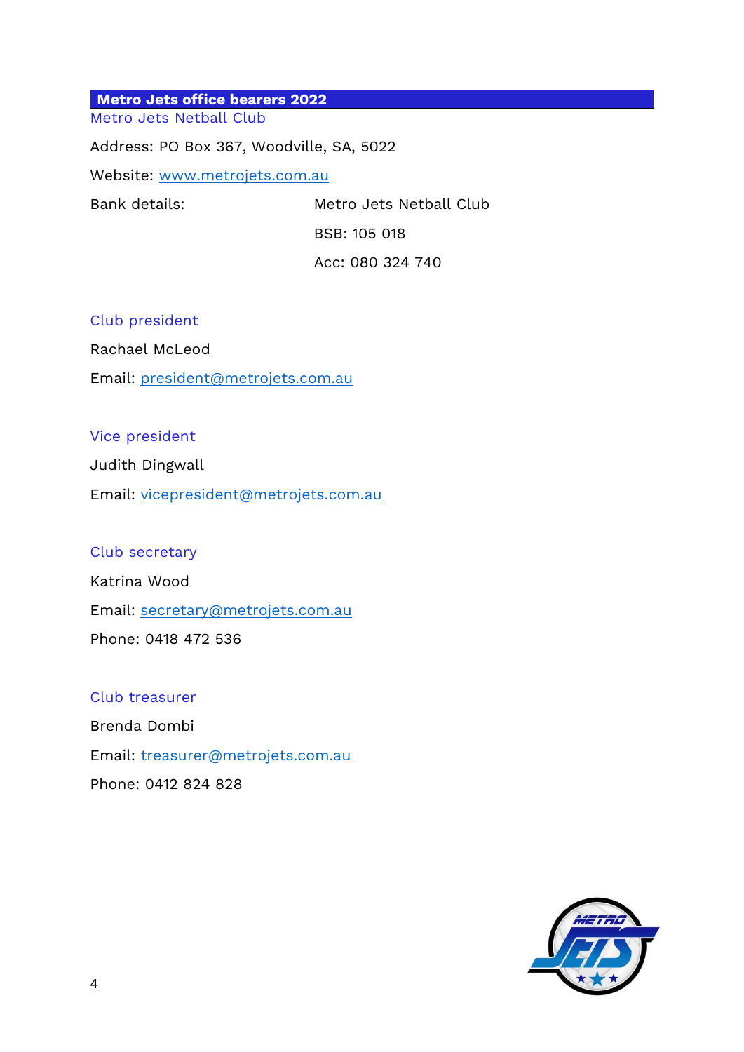## Metro Jets office bearers 2022

### Metro Jets Netball Club

Address: PO Box 367, Woodville, SA, 5022

Website: www.metrojets.com.au

Bank details:

Metro Jets Netball Club

BSB: 105 018

Acc: 080 324 740

### Club president

Rachael McLeod

Email: president@metrojets.com.au

### Vice president

Judith Dingwall

Email: vicepresident@metrojets.com.au

### Club secretary

Katrina Wood

Email: secretary@metrojets.com.au

Phone: 0418 472 536

### Club treasurer

Brenda Dombi

Email: treasurer@metrojets.com.au

Phone: 0412 824 828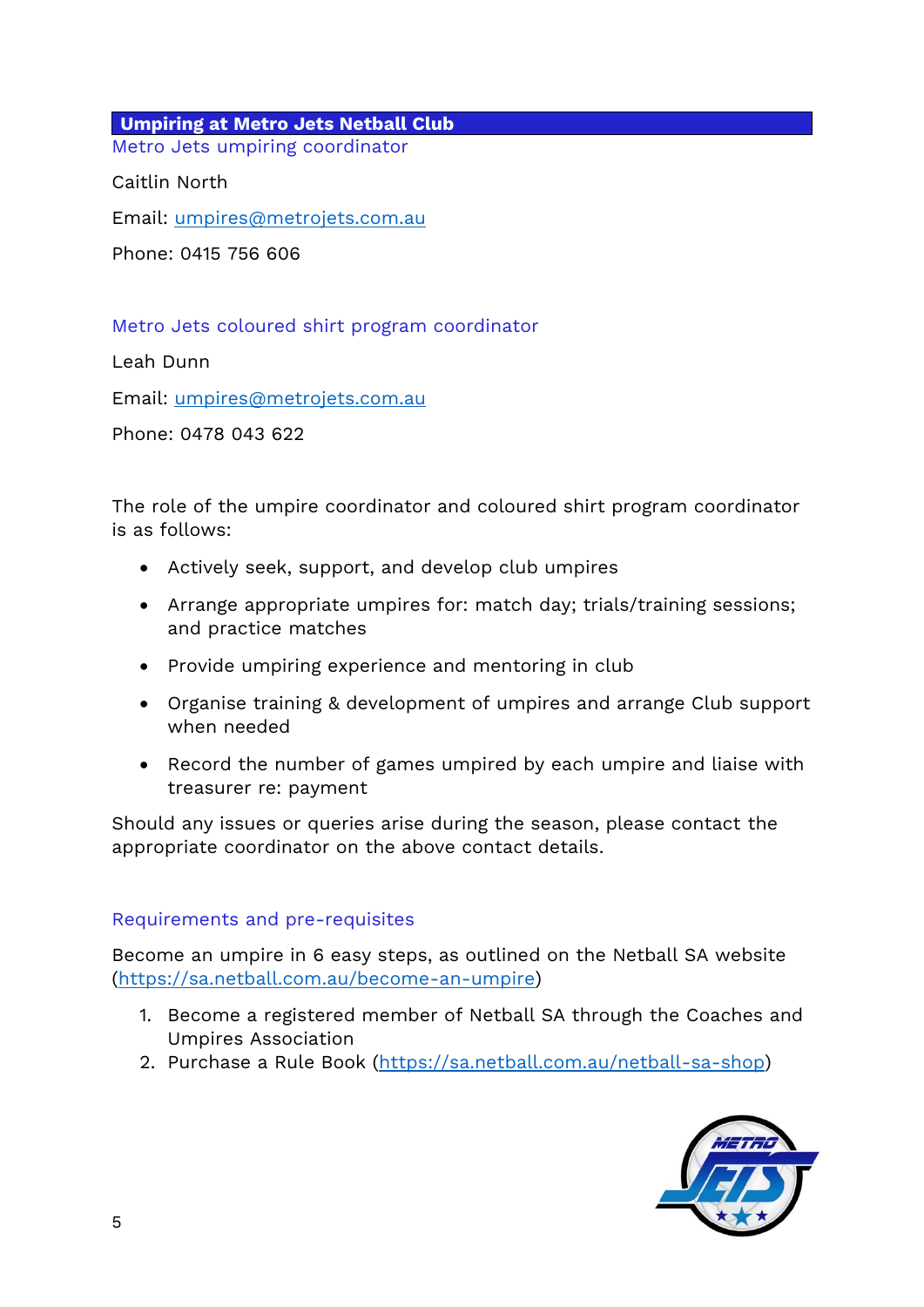## Umpiring at Metro Jets Netball Club

### Metro Jets umpiring coordinator

Caitlin North

Email: umpires@metrojets.com.au

Phone: 0415 756 606

### Metro Jets coloured shirt program coordinator

Leah Dunn

Email: umpires@metrojets.com.au

Phone: 0478 043 622

The role of the umpire coordinator and coloured shirt program coordinator is as follows:

- Actively seek, support, and develop club umpires
- Arrange appropriate umpires for: match day; trials/training sessions; and practice matches
- Provide umpiring experience and mentoring in club
- Organise training & development of umpires and arrange Club support when needed
- Record the number of games umpired by each umpire and liaise with treasurer re: payment

Should any issues or queries arise during the season, please contact the appropriate coordinator on the above contact details.

### Requirements and pre-requisites

Become an umpire in 6 easy steps, as outlined on the Netball SA website (https://sa.netball.com.au/become-an-umpire)

1. Become a registered member of Netball SA through the Coaches and Umpires Association
2. Purchase a Rule Book (https://sa.netball.com.au/netball-sa-shop)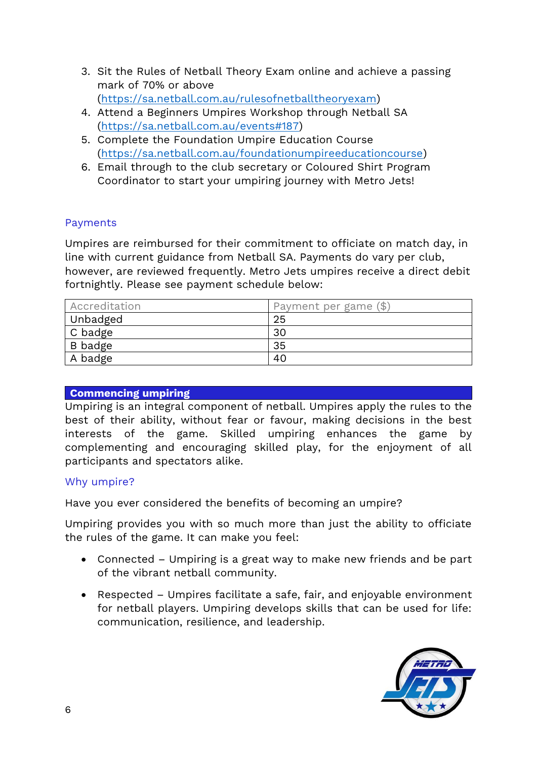3. Sit the Rules of Netball Theory Exam online and achieve a passing mark of 70% or above (https://sa.netball.com.au/rulesofnetballtheoryexam)
4. Attend a Beginners Umpires Workshop through Netball SA (https://sa.netball.com.au/events#187)
5. Complete the Foundation Umpire Education Course (https://sa.netball.com.au/foundationumpireeducationcourse)
6. Email through to the club secretary or Coloured Shirt Program Coordinator to start your umpiring journey with Metro Jets!

### Payments

Umpires are reimbursed for their commitment to officiate on match day, in line with current guidance from Netball SA. Payments do vary per club, however, are reviewed frequently. Metro Jets umpires receive a direct debit fortnightly. Please see payment schedule below:

| Accreditation | Payment per game ($) |
| --- | --- |
| Unbadged | 25 |
| C badge | 30 |
| B badge | 35 |
| A badge | 40 |

## Commencing umpiring

Umpiring is an integral component of netball. Umpires apply the rules to the best of their ability, without fear or favour, making decisions in the best interests of the game. Skilled umpiring enhances the game by complementing and encouraging skilled play, for the enjoyment of all participants and spectators alike.

### Why umpire?

Have you ever considered the benefits of becoming an umpire?

Umpiring provides you with so much more than just the ability to officiate the rules of the game. It can make you feel:

- Connected – Umpiring is a great way to make new friends and be part of the vibrant netball community.
- Respected – Umpires facilitate a safe, fair, and enjoyable environment for netball players. Umpiring develops skills that can be used for life: communication, resilience, and leadership.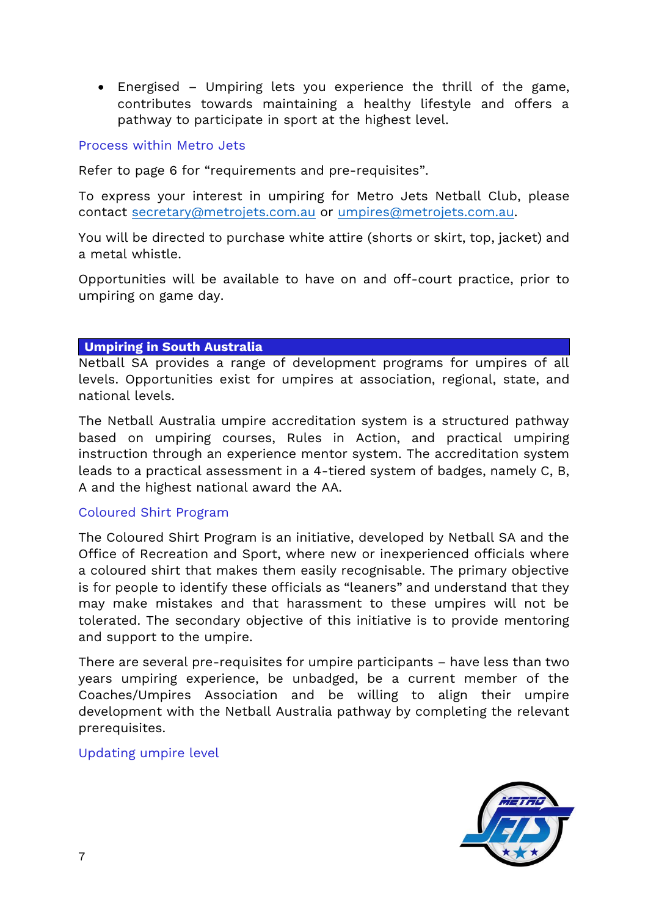- Energised – Umpiring lets you experience the thrill of the game, contributes towards maintaining a healthy lifestyle and offers a pathway to participate in sport at the highest level.

### Process within Metro Jets

Refer to page 6 for "requirements and pre-requisites".

To express your interest in umpiring for Metro Jets Netball Club, please contact secretary@metrojets.com.au or umpires@metrojets.com.au.

You will be directed to purchase white attire (shorts or skirt, top, jacket) and a metal whistle.

Opportunities will be available to have on and off-court practice, prior to umpiring on game day.

## Umpiring in South Australia

Netball SA provides a range of development programs for umpires of all levels. Opportunities exist for umpires at association, regional, state, and national levels.

The Netball Australia umpire accreditation system is a structured pathway based on umpiring courses, Rules in Action, and practical umpiring instruction through an experience mentor system. The accreditation system leads to a practical assessment in a 4-tiered system of badges, namely C, B, A and the highest national award the AA.

### Coloured Shirt Program

The Coloured Shirt Program is an initiative, developed by Netball SA and the Office of Recreation and Sport, where new or inexperienced officials where a coloured shirt that makes them easily recognisable. The primary objective is for people to identify these officials as "leaners" and understand that they may make mistakes and that harassment to these umpires will not be tolerated. The secondary objective of this initiative is to provide mentoring and support to the umpire.

There are several pre-requisites for umpire participants – have less than two years umpiring experience, be unbadged, be a current member of the Coaches/Umpires Association and be willing to align their umpire development with the Netball Australia pathway by completing the relevant prerequisites.

### Updating umpire level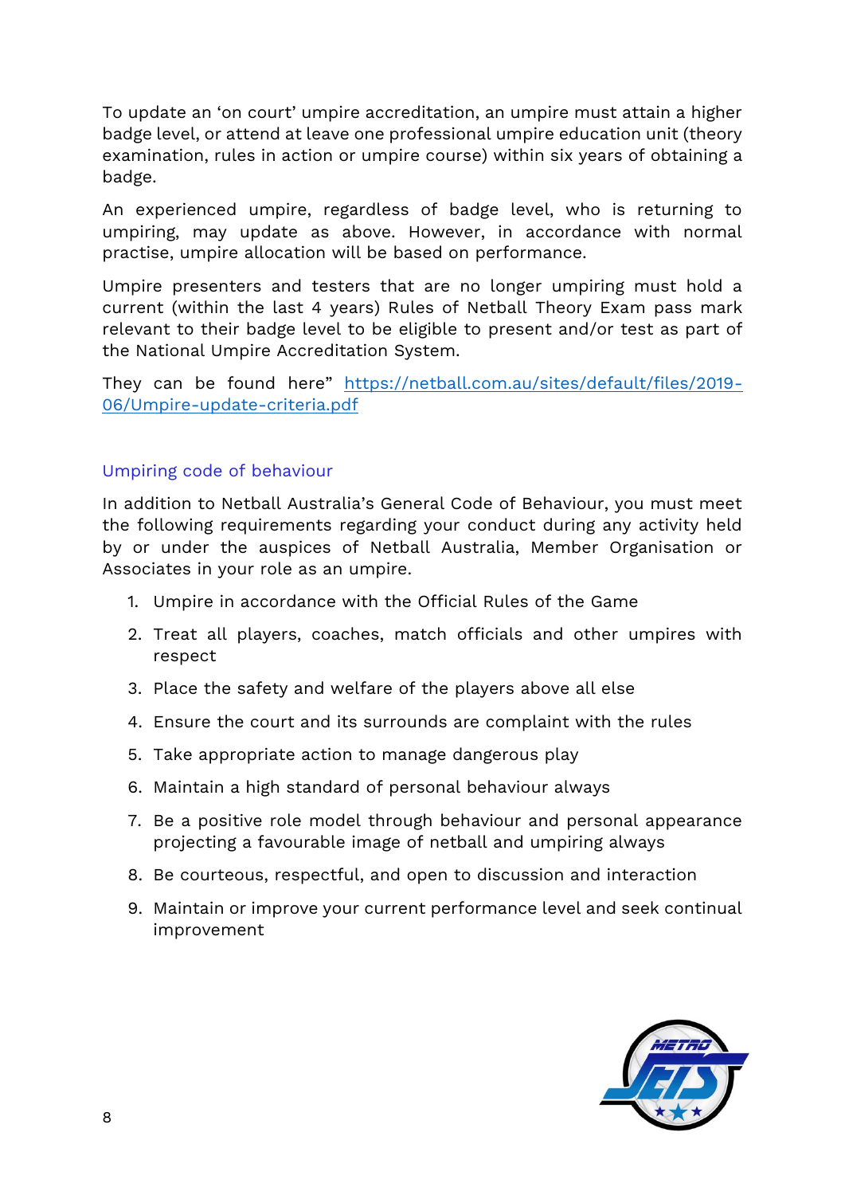To update an 'on court' umpire accreditation, an umpire must attain a higher badge level, or attend at leave one professional umpire education unit (theory examination, rules in action or umpire course) within six years of obtaining a badge.

An experienced umpire, regardless of badge level, who is returning to umpiring, may update as above. However, in accordance with normal practise, umpire allocation will be based on performance.

Umpire presenters and testers that are no longer umpiring must hold a current (within the last 4 years) Rules of Netball Theory Exam pass mark relevant to their badge level to be eligible to present and/or test as part of the National Umpire Accreditation System.

They can be found here" https://netball.com.au/sites/default/files/2019-06/Umpire-update-criteria.pdf

## Umpiring code of behaviour

In addition to Netball Australia's General Code of Behaviour, you must meet the following requirements regarding your conduct during any activity held by or under the auspices of Netball Australia, Member Organisation or Associates in your role as an umpire.

1. Umpire in accordance with the Official Rules of the Game
2. Treat all players, coaches, match officials and other umpires with respect
3. Place the safety and welfare of the players above all else
4. Ensure the court and its surrounds are complaint with the rules
5. Take appropriate action to manage dangerous play
6. Maintain a high standard of personal behaviour always
7. Be a positive role model through behaviour and personal appearance projecting a favourable image of netball and umpiring always
8. Be courteous, respectful, and open to discussion and interaction
9. Maintain or improve your current performance level and seek continual improvement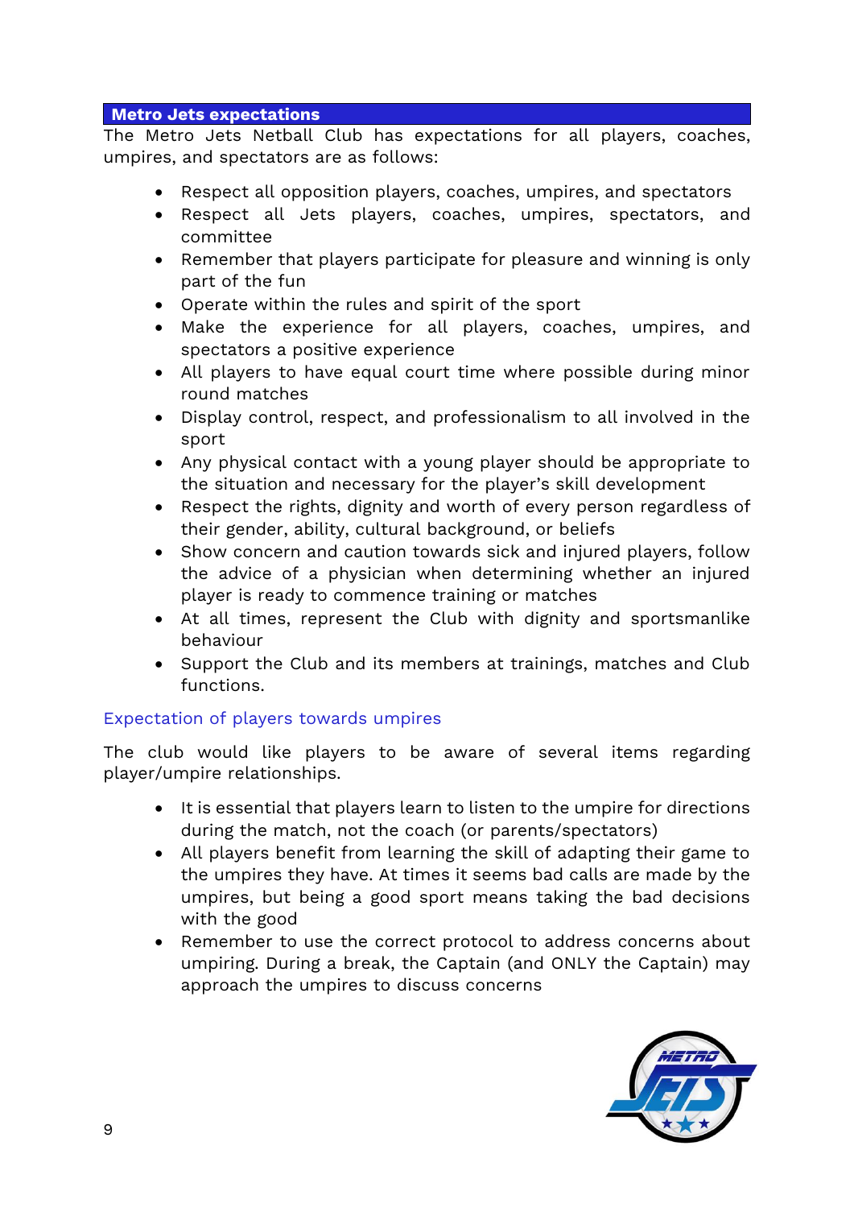## Metro Jets expectations

The Metro Jets Netball Club has expectations for all players, coaches, umpires, and spectators are as follows:

- Respect all opposition players, coaches, umpires, and spectators
- Respect all Jets players, coaches, umpires, spectators, and committee
- Remember that players participate for pleasure and winning is only part of the fun
- Operate within the rules and spirit of the sport
- Make the experience for all players, coaches, umpires, and spectators a positive experience
- All players to have equal court time where possible during minor round matches
- Display control, respect, and professionalism to all involved in the sport
- Any physical contact with a young player should be appropriate to the situation and necessary for the player's skill development
- Respect the rights, dignity and worth of every person regardless of their gender, ability, cultural background, or beliefs
- Show concern and caution towards sick and injured players, follow the advice of a physician when determining whether an injured player is ready to commence training or matches
- At all times, represent the Club with dignity and sportsmanlike behaviour
- Support the Club and its members at trainings, matches and Club functions.

### Expectation of players towards umpires

The club would like players to be aware of several items regarding player/umpire relationships.

- It is essential that players learn to listen to the umpire for directions during the match, not the coach (or parents/spectators)
- All players benefit from learning the skill of adapting their game to the umpires they have. At times it seems bad calls are made by the umpires, but being a good sport means taking the bad decisions with the good
- Remember to use the correct protocol to address concerns about umpiring. During a break, the Captain (and ONLY the Captain) may approach the umpires to discuss concerns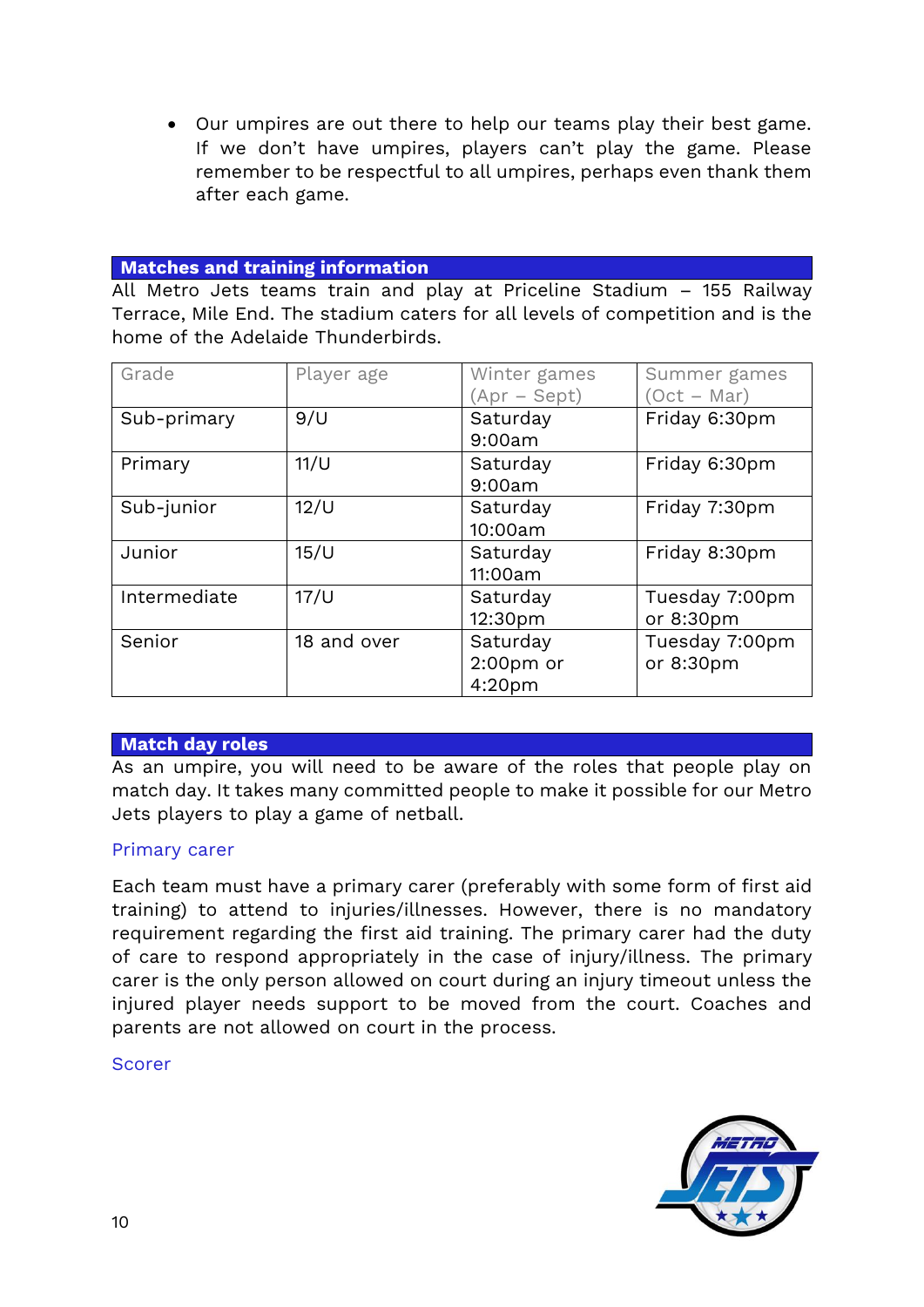- Our umpires are out there to help our teams play their best game. If we don't have umpires, players can't play the game. Please remember to be respectful to all umpires, perhaps even thank them after each game.

## Matches and training information

All Metro Jets teams train and play at Priceline Stadium – 155 Railway Terrace, Mile End. The stadium caters for all levels of competition and is the home of the Adelaide Thunderbirds.

| Grade | Player age | Winter games (Apr – Sept) | Summer games (Oct – Mar) |
|---|---|---|---|
| Sub-primary | 9/U | Saturday 9:00am | Friday 6:30pm |
| Primary | 11/U | Saturday 9:00am | Friday 6:30pm |
| Sub-junior | 12/U | Saturday 10:00am | Friday 7:30pm |
| Junior | 15/U | Saturday 11:00am | Friday 8:30pm |
| Intermediate | 17/U | Saturday 12:30pm | Tuesday 7:00pm or 8:30pm |
| Senior | 18 and over | Saturday 2:00pm or 4:20pm | Tuesday 7:00pm or 8:30pm |

## Match day roles

As an umpire, you will need to be aware of the roles that people play on match day. It takes many committed people to make it possible for our Metro Jets players to play a game of netball.

### Primary carer

Each team must have a primary carer (preferably with some form of first aid training) to attend to injuries/illnesses. However, there is no mandatory requirement regarding the first aid training. The primary carer had the duty of care to respond appropriately in the case of injury/illness. The primary carer is the only person allowed on court during an injury timeout unless the injured player needs support to be moved from the court. Coaches and parents are not allowed on court in the process.

### Scorer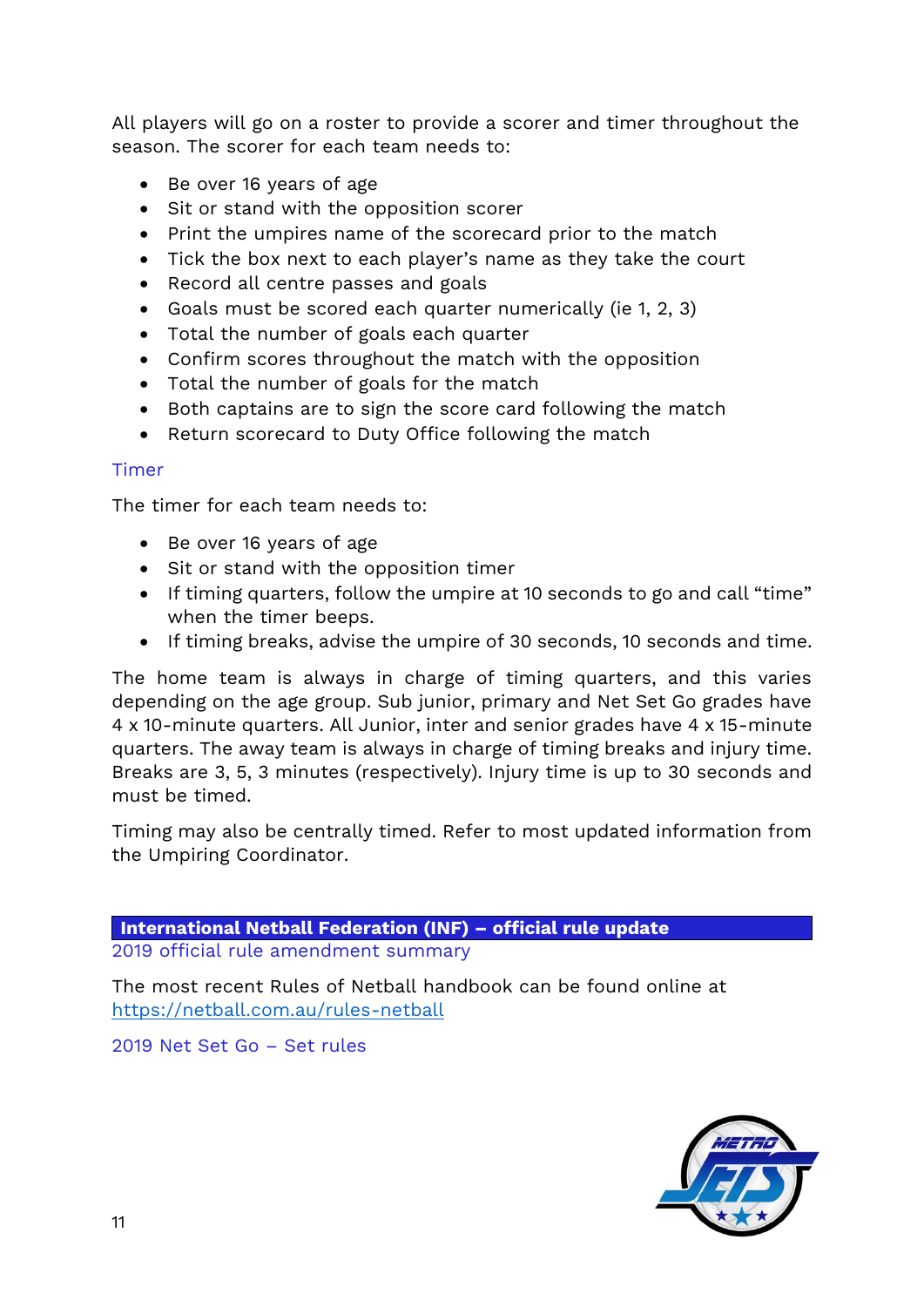All players will go on a roster to provide a scorer and timer throughout the season. The scorer for each team needs to:

- Be over 16 years of age
- Sit or stand with the opposition scorer
- Print the umpires name of the scorecard prior to the match
- Tick the box next to each player's name as they take the court
- Record all centre passes and goals
- Goals must be scored each quarter numerically (ie 1, 2, 3)
- Total the number of goals each quarter
- Confirm scores throughout the match with the opposition
- Total the number of goals for the match
- Both captains are to sign the score card following the match
- Return scorecard to Duty Office following the match

### Timer

The timer for each team needs to:

- Be over 16 years of age
- Sit or stand with the opposition timer
- If timing quarters, follow the umpire at 10 seconds to go and call "time" when the timer beeps.
- If timing breaks, advise the umpire of 30 seconds, 10 seconds and time.

The home team is always in charge of timing quarters, and this varies depending on the age group. Sub junior, primary and Net Set Go grades have 4 x 10-minute quarters. All Junior, inter and senior grades have 4 x 15-minute quarters. The away team is always in charge of timing breaks and injury time. Breaks are 3, 5, 3 minutes (respectively). Injury time is up to 30 seconds and must be timed.

Timing may also be centrally timed. Refer to most updated information from the Umpiring Coordinator.

## International Netball Federation (INF) – official rule update

### 2019 official rule amendment summary

The most recent Rules of Netball handbook can be found online at https://netball.com.au/rules-netball

### 2019 Net Set Go – Set rules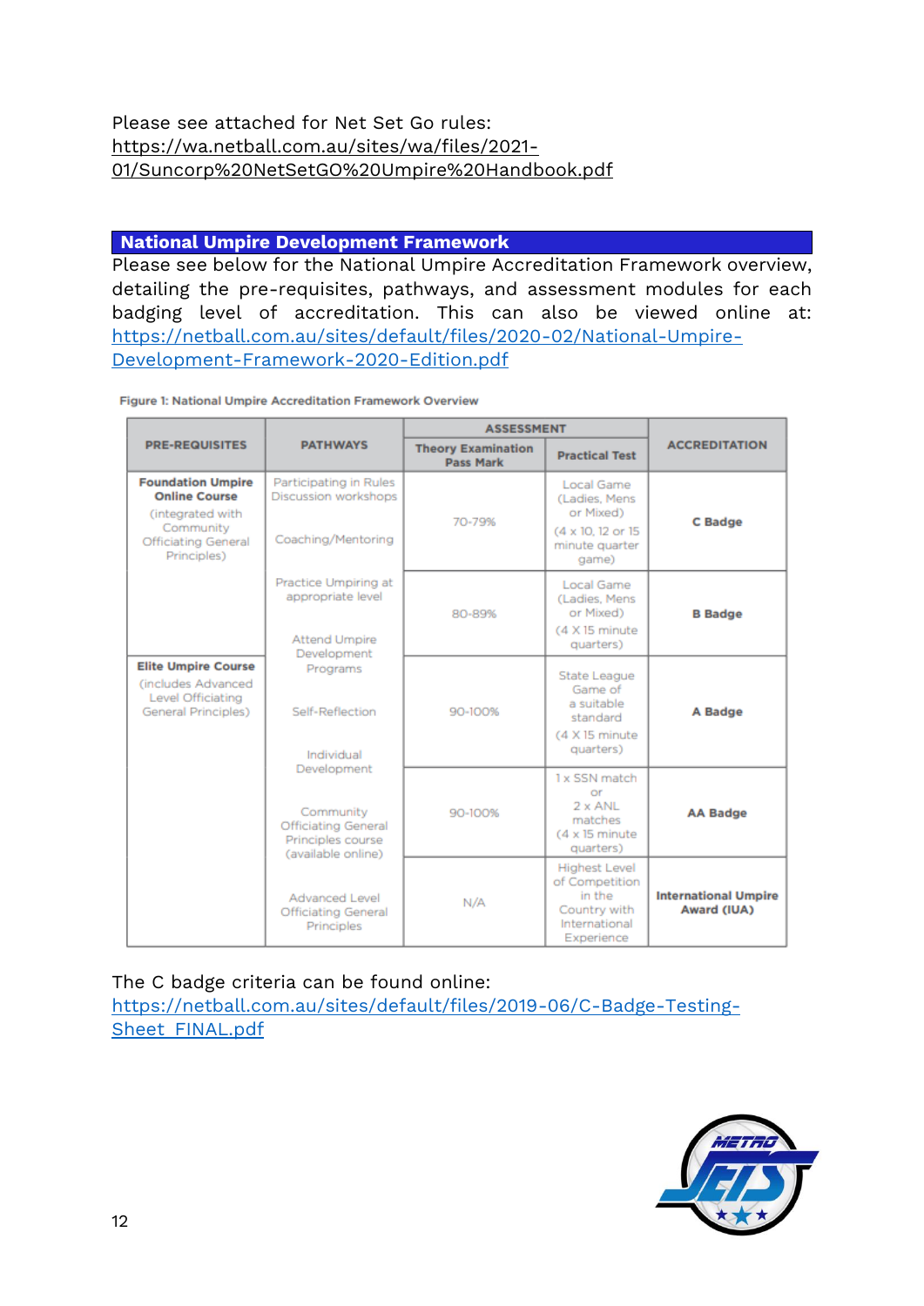Please see attached for Net Set Go rules:
https://wa.netball.com.au/sites/wa/files/2021-01/Suncorp%20NetSetGO%20Umpire%20Handbook.pdf

## National Umpire Development Framework

Please see below for the National Umpire Accreditation Framework overview, detailing the pre-requisites, pathways, and assessment modules for each badging level of accreditation. This can also be viewed online at: https://netball.com.au/sites/default/files/2020-02/National-Umpire-Development-Framework-2020-Edition.pdf

**Figure 1: National Umpire Accreditation Framework Overview**

| PRE-REQUISITES | PATHWAYS | ASSESSMENT | | ACCREDITATION |
|---|---|---|---|---|
| | | Theory Examination Pass Mark | Practical Test | |
| **Foundation Umpire Online Course** (integrated with Community Officiating General Principles) | Participating in Rules Discussion workshops<br>Coaching/Mentoring<br>Practice Umpiring at appropriate level<br>Attend Umpire Development Programs<br>Self-Reflection<br>Individual Development<br>Community Officiating General Principles course (available online)<br>Advanced Level Officiating General Principles | 70-79% | Local Game (Ladies, Mens or Mixed) (4 x 10, 12 or 15 minute quarter game) | **C Badge** |
| | | 80-89% | Local Game (Ladies, Mens or Mixed) (4 X 15 minute quarters) | **B Badge** |
| **Elite Umpire Course** (includes Advanced Level Officiating General Principles) | | 90-100% | State League Game of a suitable standard (4 X 15 minute quarters) | **A Badge** |
| | | 90-100% | 1 x SSN match or 2 x ANL matches (4 x 15 minute quarters) | **AA Badge** |
| | | N/A | Highest Level of Competition in the Country with International Experience | **International Umpire Award (IUA)** |

The C badge criteria can be found online:
https://netball.com.au/sites/default/files/2019-06/C-Badge-Testing-Sheet_FINAL.pdf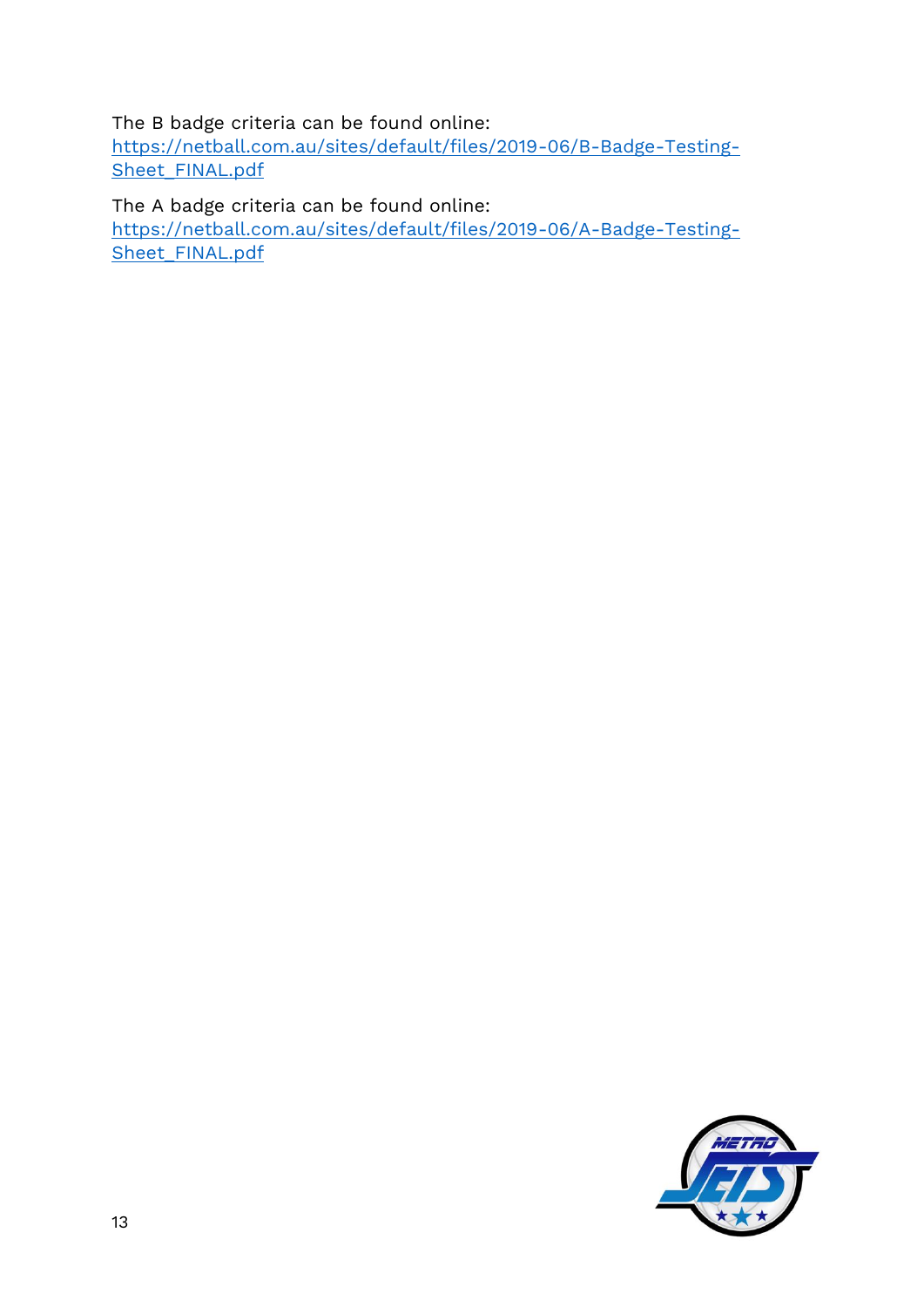The B badge criteria can be found online:
https://netball.com.au/sites/default/files/2019-06/B-Badge-Testing-Sheet_FINAL.pdf

The A badge criteria can be found online:
https://netball.com.au/sites/default/files/2019-06/A-Badge-Testing-Sheet_FINAL.pdf